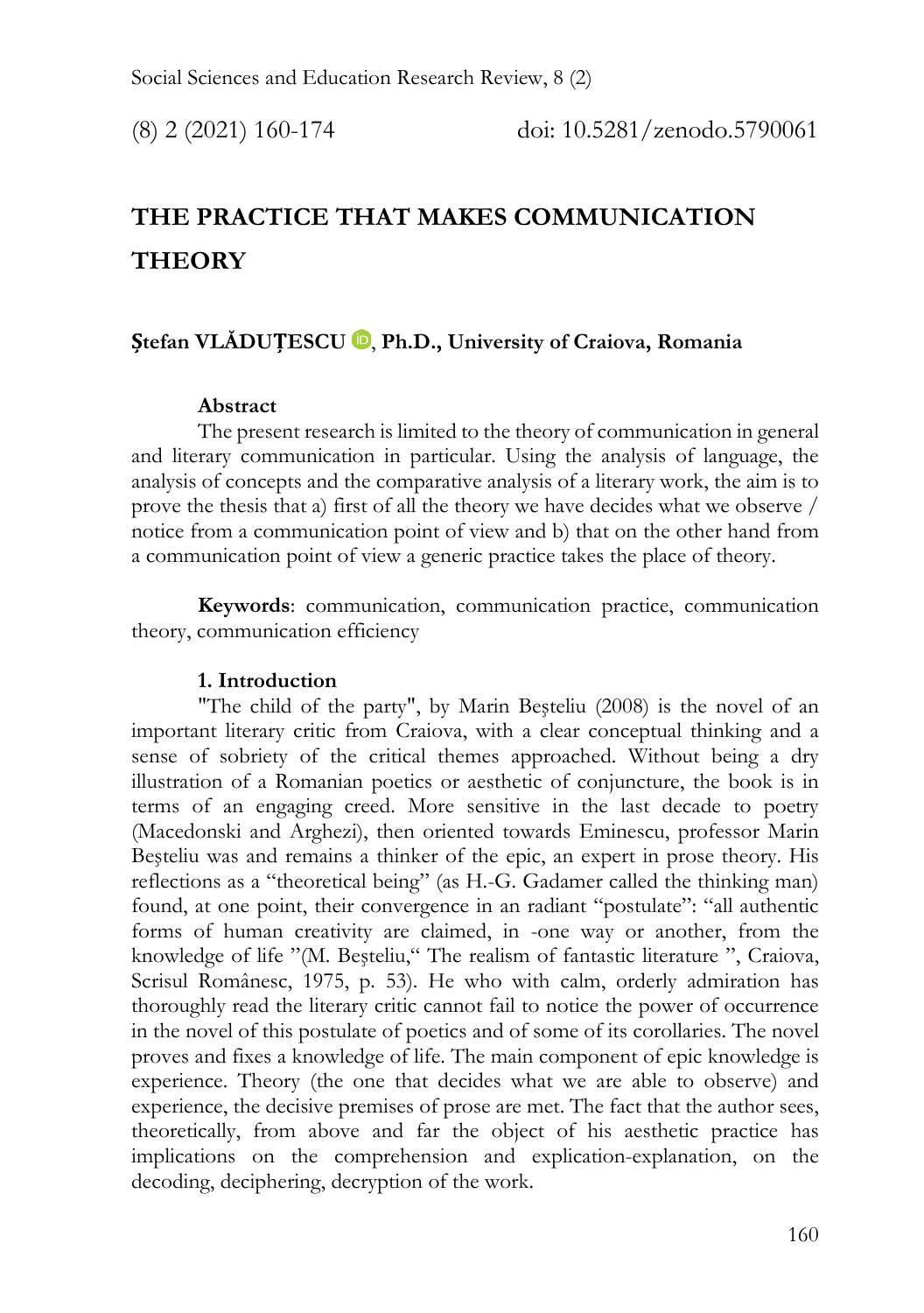# THE PRACTICE THAT MAKES COMMUNICATION THEORY

**Ștefan VLĂDUȚESCU, Ph.D., University of Craiova, Romania**

**Abstract**

The present research is limited to the theory of communication in general and literary communication in particular. Using the analysis of language, the analysis of concepts and the comparative analysis of a literary work, the aim is to prove the thesis that a) first of all the theory we have decides what we observe / notice from a communication point of view and b) that on the other hand from a communication point of view a generic practice takes the place of theory.

**Keywords**: communication, communication practice, communication theory, communication efficiency

## 1. Introduction

"The child of the party", by Marin Beşteliu (2008) is the novel of an important literary critic from Craiova, with a clear conceptual thinking and a sense of sobriety of the critical themes approached. Without being a dry illustration of a Romanian poetics or aesthetic of conjuncture, the book is in terms of an engaging creed. More sensitive in the last decade to poetry (Macedonski and Arghezi), then oriented towards Eminescu, professor Marin Beşteliu was and remains a thinker of the epic, an expert in prose theory. His reflections as a "theoretical being" (as H.-G. Gadamer called the thinking man) found, at one point, their convergence in an radiant "postulate": "all authentic forms of human creativity are claimed, in -one way or another, from the knowledge of life "(M. Beșteliu," The realism of fantastic literature ", Craiova, Scrisul Românesc, 1975, p. 53). He who with calm, orderly admiration has thoroughly read the literary critic cannot fail to notice the power of occurrence in the novel of this postulate of poetics and of some of its corollaries. The novel proves and fixes a knowledge of life. The main component of epic knowledge is experience. Theory (the one that decides what we are able to observe) and experience, the decisive premises of prose are met. The fact that the author sees, theoretically, from above and far the object of his aesthetic practice has implications on the comprehension and explication-explanation, on the decoding, deciphering, decryption of the work.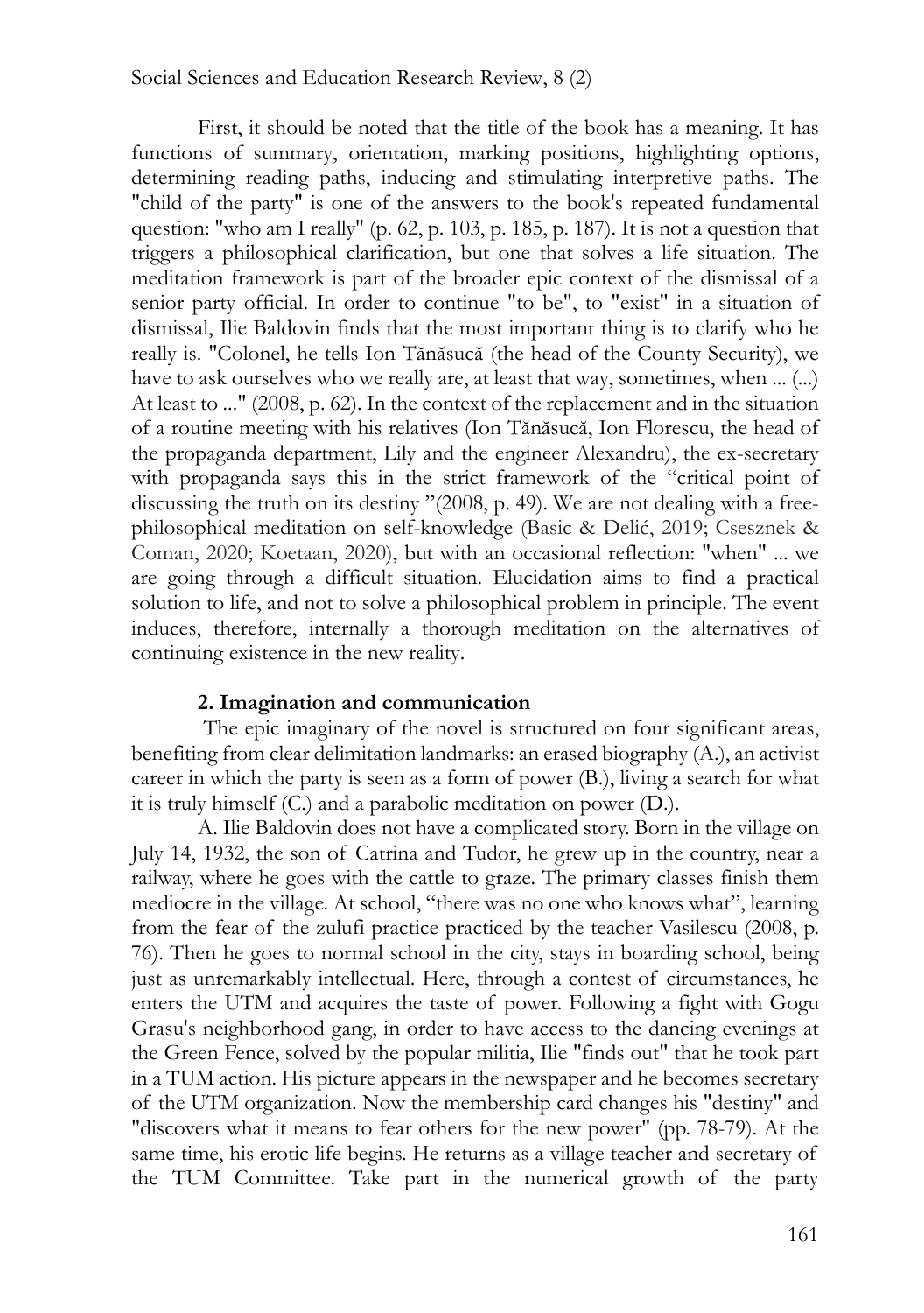First, it should be noted that the title of the book has a meaning. It has functions of summary, orientation, marking positions, highlighting options, determining reading paths, inducing and stimulating interpretive paths. The "child of the party" is one of the answers to the book's repeated fundamental question: "who am I really" (p. 62, p. 103, p. 185, p. 187). It is not a question that triggers a philosophical clarification, but one that solves a life situation. The meditation framework is part of the broader epic context of the dismissal of a senior party official. In order to continue "to be", to "exist" in a situation of dismissal, Ilie Baldovin finds that the most important thing is to clarify who he really is. "Colonel, he tells Ion Tănăsucă (the head of the County Security), we have to ask ourselves who we really are, at least that way, sometimes, when ... (...) At least to ..." (2008, p. 62). In the context of the replacement and in the situation of a routine meeting with his relatives (Ion Tănăsucă, Ion Florescu, the head of the propaganda department, Lily and the engineer Alexandru), the ex-secretary with propaganda says this in the strict framework of the "critical point of discussing the truth on its destiny "(2008, p. 49). We are not dealing with a free-philosophical meditation on self-knowledge (Basic & Delić, 2019; Csesznek & Coman, 2020; Koetaan, 2020), but with an occasional reflection: "when" ... we are going through a difficult situation. Elucidation aims to find a practical solution to life, and not to solve a philosophical problem in principle. The event induces, therefore, internally a thorough meditation on the alternatives of continuing existence in the new reality.

## 2. Imagination and communication

The epic imaginary of the novel is structured on four significant areas, benefiting from clear delimitation landmarks: an erased biography (A.), an activist career in which the party is seen as a form of power (B.), living a search for what it is truly himself (C.) and a parabolic meditation on power (D.).

A. Ilie Baldovin does not have a complicated story. Born in the village on July 14, 1932, the son of Catrina and Tudor, he grew up in the country, near a railway, where he goes with the cattle to graze. The primary classes finish them mediocre in the village. At school, "there was no one who knows what", learning from the fear of the zulufi practice practiced by the teacher Vasilescu (2008, p. 76). Then he goes to normal school in the city, stays in boarding school, being just as unremarkably intellectual. Here, through a contest of circumstances, he enters the UTM and acquires the taste of power. Following a fight with Gogu Grasu's neighborhood gang, in order to have access to the dancing evenings at the Green Fence, solved by the popular militia, Ilie "finds out" that he took part in a TUM action. His picture appears in the newspaper and he becomes secretary of the UTM organization. Now the membership card changes his "destiny" and "discovers what it means to fear others for the new power" (pp. 78-79). At the same time, his erotic life begins. He returns as a village teacher and secretary of the TUM Committee. Take part in the numerical growth of the party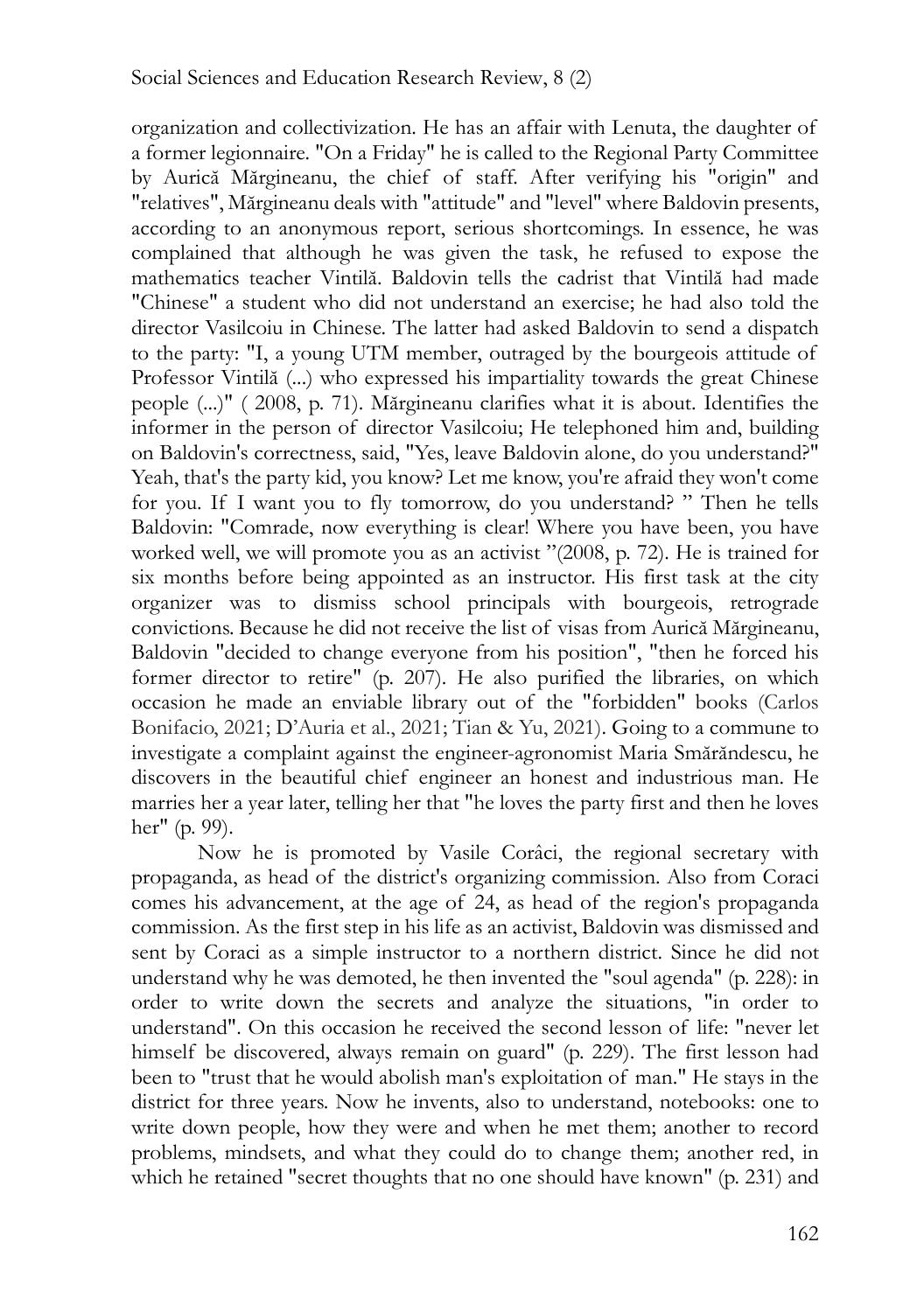organization and collectivization. He has an affair with Lenuta, the daughter of a former legionnaire. "On a Friday" he is called to the Regional Party Committee by Aurică Mărgineanu, the chief of staff. After verifying his "origin" and "relatives", Mărgineanu deals with "attitude" and "level" where Baldovin presents, according to an anonymous report, serious shortcomings. In essence, he was complained that although he was given the task, he refused to expose the mathematics teacher Vintilă. Baldovin tells the cadrist that Vintilă had made "Chinese" a student who did not understand an exercise; he had also told the director Vasilcoiu in Chinese. The latter had asked Baldovin to send a dispatch to the party: "I, a young UTM member, outraged by the bourgeois attitude of Professor Vintilă (...) who expressed his impartiality towards the great Chinese people (...)" ( 2008, p. 71). Mărgineanu clarifies what it is about. Identifies the informer in the person of director Vasilcoiu; He telephoned him and, building on Baldovin's correctness, said, "Yes, leave Baldovin alone, do you understand?" Yeah, that's the party kid, you know? Let me know, you're afraid they won't come for you. If I want you to fly tomorrow, do you understand? " Then he tells Baldovin: "Comrade, now everything is clear! Where you have been, you have worked well, we will promote you as an activist "(2008, p. 72). He is trained for six months before being appointed as an instructor. His first task at the city organizer was to dismiss school principals with bourgeois, retrograde convictions. Because he did not receive the list of visas from Aurică Mărgineanu, Baldovin "decided to change everyone from his position", "then he forced his former director to retire" (p. 207). He also purified the libraries, on which occasion he made an enviable library out of the "forbidden" books (Carlos Bonifacio, 2021; D'Auria et al., 2021; Tian & Yu, 2021). Going to a commune to investigate a complaint against the engineer-agronomist Maria Smărăndescu, he discovers in the beautiful chief engineer an honest and industrious man. He marries her a year later, telling her that "he loves the party first and then he loves her" (p. 99).

Now he is promoted by Vasile Corâci, the regional secretary with propaganda, as head of the district's organizing commission. Also from Coraci comes his advancement, at the age of 24, as head of the region's propaganda commission. As the first step in his life as an activist, Baldovin was dismissed and sent by Coraci as a simple instructor to a northern district. Since he did not understand why he was demoted, he then invented the "soul agenda" (p. 228): in order to write down the secrets and analyze the situations, "in order to understand". On this occasion he received the second lesson of life: "never let himself be discovered, always remain on guard" (p. 229). The first lesson had been to "trust that he would abolish man's exploitation of man." He stays in the district for three years. Now he invents, also to understand, notebooks: one to write down people, how they were and when he met them; another to record problems, mindsets, and what they could do to change them; another red, in which he retained "secret thoughts that no one should have known" (p. 231) and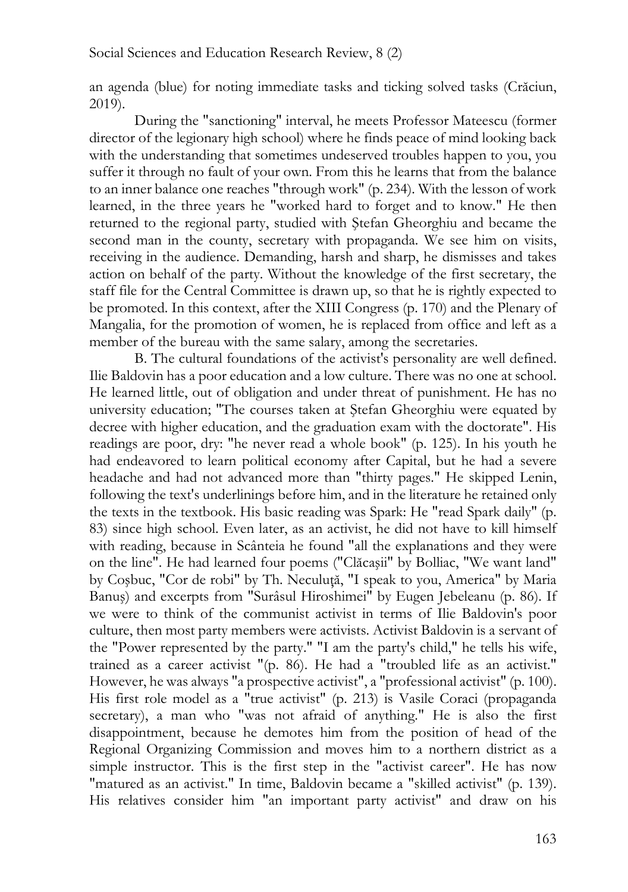an agenda (blue) for noting immediate tasks and ticking solved tasks (Crăciun, 2019).

During the "sanctioning" interval, he meets Professor Mateescu (former director of the legionary high school) where he finds peace of mind looking back with the understanding that sometimes undeserved troubles happen to you, you suffer it through no fault of your own. From this he learns that from the balance to an inner balance one reaches "through work" (p. 234). With the lesson of work learned, in the three years he "worked hard to forget and to know." He then returned to the regional party, studied with Ştefan Gheorghiu and became the second man in the county, secretary with propaganda. We see him on visits, receiving in the audience. Demanding, harsh and sharp, he dismisses and takes action on behalf of the party. Without the knowledge of the first secretary, the staff file for the Central Committee is drawn up, so that he is rightly expected to be promoted. In this context, after the XIII Congress (p. 170) and the Plenary of Mangalia, for the promotion of women, he is replaced from office and left as a member of the bureau with the same salary, among the secretaries.

B. The cultural foundations of the activist's personality are well defined. Ilie Baldovin has a poor education and a low culture. There was no one at school. He learned little, out of obligation and under threat of punishment. He has no university education; "The courses taken at Ştefan Gheorghiu were equated by decree with higher education, and the graduation exam with the doctorate". His readings are poor, dry: "he never read a whole book" (p. 125). In his youth he had endeavored to learn political economy after Capital, but he had a severe headache and had not advanced more than "thirty pages." He skipped Lenin, following the text's underlinings before him, and in the literature he retained only the texts in the textbook. His basic reading was Spark: He "read Spark daily" (p. 83) since high school. Even later, as an activist, he did not have to kill himself with reading, because in Scânteia he found "all the explanations and they were on the line". He had learned four poems ("Clăcaşii" by Bolliac, "We want land" by Coşbuc, "Cor de robi" by Th. Neculuţă, "I speak to you, America" by Maria Banuş) and excerpts from "Surâsul Hiroshimei" by Eugen Jebeleanu (p. 86). If we were to think of the communist activist in terms of Ilie Baldovin's poor culture, then most party members were activists. Activist Baldovin is a servant of the "Power represented by the party." "I am the party's child," he tells his wife, trained as a career activist "(p. 86). He had a "troubled life as an activist." However, he was always "a prospective activist", a "professional activist" (p. 100). His first role model as a "true activist" (p. 213) is Vasile Coraci (propaganda secretary), a man who "was not afraid of anything." He is also the first disappointment, because he demotes him from the position of head of the Regional Organizing Commission and moves him to a northern district as a simple instructor. This is the first step in the "activist career". He has now "matured as an activist." In time, Baldovin became a "skilled activist" (p. 139). His relatives consider him "an important party activist" and draw on his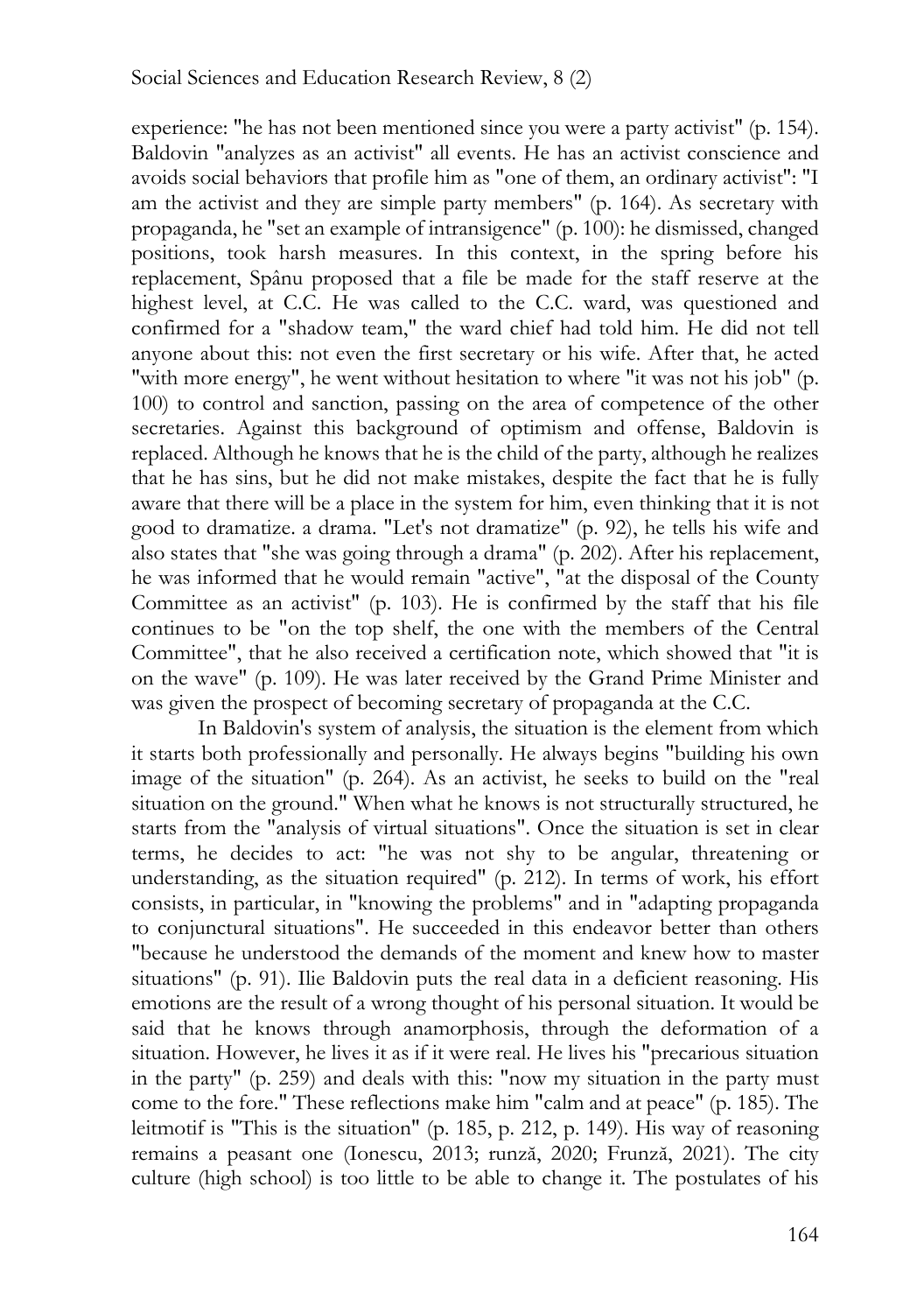experience: "he has not been mentioned since you were a party activist" (p. 154). Baldovin "analyzes as an activist" all events. He has an activist conscience and avoids social behaviors that profile him as "one of them, an ordinary activist": "I am the activist and they are simple party members" (p. 164). As secretary with propaganda, he "set an example of intransigence" (p. 100): he dismissed, changed positions, took harsh measures. In this context, in the spring before his replacement, Spânu proposed that a file be made for the staff reserve at the highest level, at C.C. He was called to the C.C. ward, was questioned and confirmed for a "shadow team," the ward chief had told him. He did not tell anyone about this: not even the first secretary or his wife. After that, he acted "with more energy", he went without hesitation to where "it was not his job" (p. 100) to control and sanction, passing on the area of competence of the other secretaries. Against this background of optimism and offense, Baldovin is replaced. Although he knows that he is the child of the party, although he realizes that he has sins, but he did not make mistakes, despite the fact that he is fully aware that there will be a place in the system for him, even thinking that it is not good to dramatize. a drama. "Let's not dramatize" (p. 92), he tells his wife and also states that "she was going through a drama" (p. 202). After his replacement, he was informed that he would remain "active", "at the disposal of the County Committee as an activist" (p. 103). He is confirmed by the staff that his file continues to be "on the top shelf, the one with the members of the Central Committee", that he also received a certification note, which showed that "it is on the wave" (p. 109). He was later received by the Grand Prime Minister and was given the prospect of becoming secretary of propaganda at the C.C.

In Baldovin's system of analysis, the situation is the element from which it starts both professionally and personally. He always begins "building his own image of the situation" (p. 264). As an activist, he seeks to build on the "real situation on the ground." When what he knows is not structurally structured, he starts from the "analysis of virtual situations". Once the situation is set in clear terms, he decides to act: "he was not shy to be angular, threatening or understanding, as the situation required" (p. 212). In terms of work, his effort consists, in particular, in "knowing the problems" and in "adapting propaganda to conjunctural situations". He succeeded in this endeavor better than others "because he understood the demands of the moment and knew how to master situations" (p. 91). Ilie Baldovin puts the real data in a deficient reasoning. His emotions are the result of a wrong thought of his personal situation. It would be said that he knows through anamorphosis, through the deformation of a situation. However, he lives it as if it were real. He lives his "precarious situation in the party" (p. 259) and deals with this: "now my situation in the party must come to the fore." These reflections make him "calm and at peace" (p. 185). The leitmotif is "This is the situation" (p. 185, p. 212, p. 149). His way of reasoning remains a peasant one (Ionescu, 2013; runză, 2020; Frunză, 2021). The city culture (high school) is too little to be able to change it. The postulates of his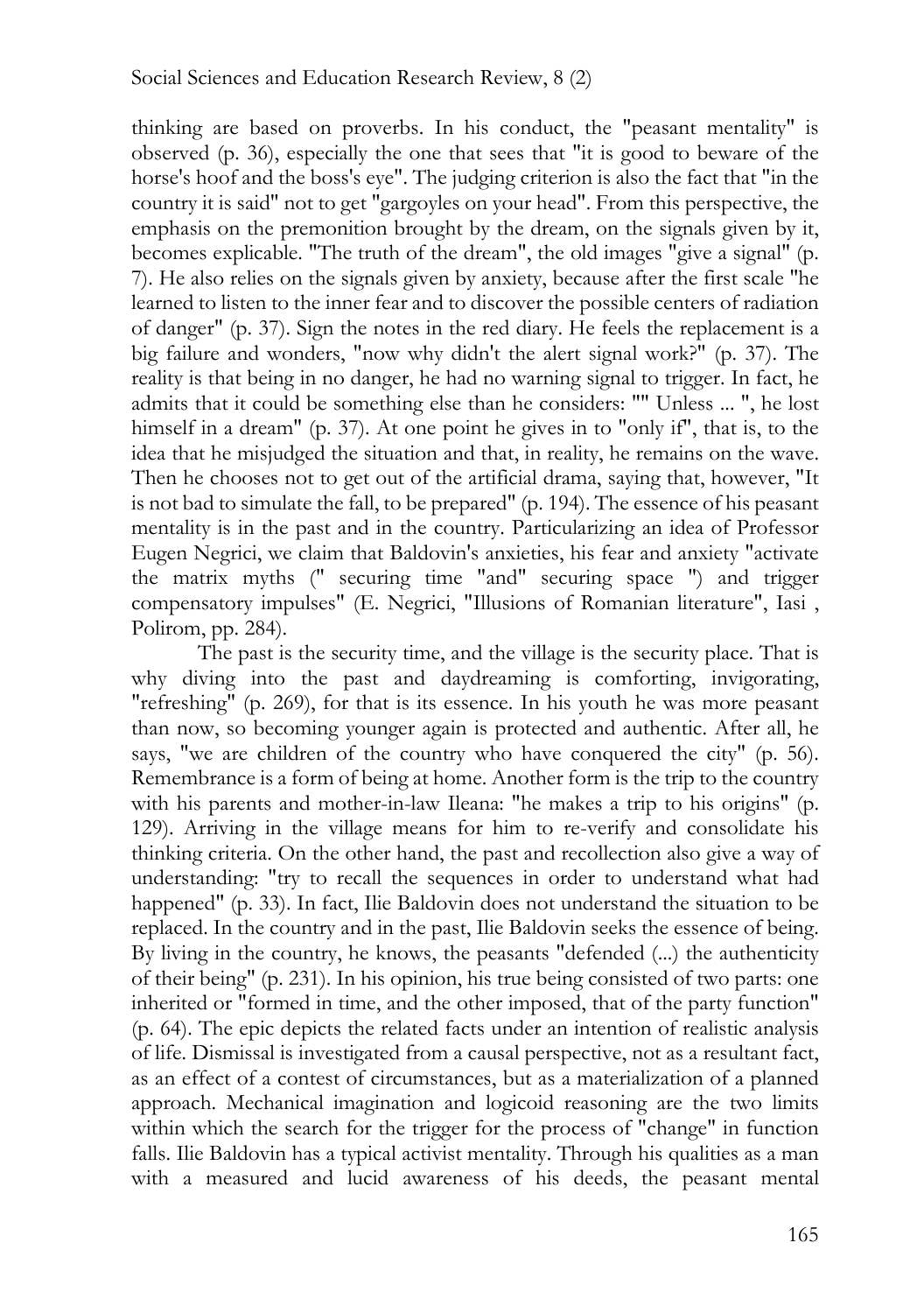thinking are based on proverbs. In his conduct, the "peasant mentality" is observed (p. 36), especially the one that sees that "it is good to beware of the horse's hoof and the boss's eye". The judging criterion is also the fact that "in the country it is said" not to get "gargoyles on your head". From this perspective, the emphasis on the premonition brought by the dream, on the signals given by it, becomes explicable. "The truth of the dream", the old images "give a signal" (p. 7). He also relies on the signals given by anxiety, because after the first scale "he learned to listen to the inner fear and to discover the possible centers of radiation of danger" (p. 37). Sign the notes in the red diary. He feels the replacement is a big failure and wonders, "now why didn't the alert signal work?" (p. 37). The reality is that being in no danger, he had no warning signal to trigger. In fact, he admits that it could be something else than he considers: "" Unless ... ", he lost himself in a dream" (p. 37). At one point he gives in to "only if", that is, to the idea that he misjudged the situation and that, in reality, he remains on the wave. Then he chooses not to get out of the artificial drama, saying that, however, "It is not bad to simulate the fall, to be prepared" (p. 194). The essence of his peasant mentality is in the past and in the country. Particularizing an idea of Professor Eugen Negrici, we claim that Baldovin's anxieties, his fear and anxiety "activate the matrix myths (" securing time "and" securing space ") and trigger compensatory impulses" (E. Negrici, "Illusions of Romanian literature", Iasi , Polirom, pp. 284).

The past is the security time, and the village is the security place. That is why diving into the past and daydreaming is comforting, invigorating, "refreshing" (p. 269), for that is its essence. In his youth he was more peasant than now, so becoming younger again is protected and authentic. After all, he says, "we are children of the country who have conquered the city" (p. 56). Remembrance is a form of being at home. Another form is the trip to the country with his parents and mother-in-law Ileana: "he makes a trip to his origins" (p. 129). Arriving in the village means for him to re-verify and consolidate his thinking criteria. On the other hand, the past and recollection also give a way of understanding: "try to recall the sequences in order to understand what had happened" (p. 33). In fact, Ilie Baldovin does not understand the situation to be replaced. In the country and in the past, Ilie Baldovin seeks the essence of being. By living in the country, he knows, the peasants "defended (...) the authenticity of their being" (p. 231). In his opinion, his true being consisted of two parts: one inherited or "formed in time, and the other imposed, that of the party function" (p. 64). The epic depicts the related facts under an intention of realistic analysis of life. Dismissal is investigated from a causal perspective, not as a resultant fact, as an effect of a contest of circumstances, but as a materialization of a planned approach. Mechanical imagination and logicoid reasoning are the two limits within which the search for the trigger for the process of "change" in function falls. Ilie Baldovin has a typical activist mentality. Through his qualities as a man with a measured and lucid awareness of his deeds, the peasant mental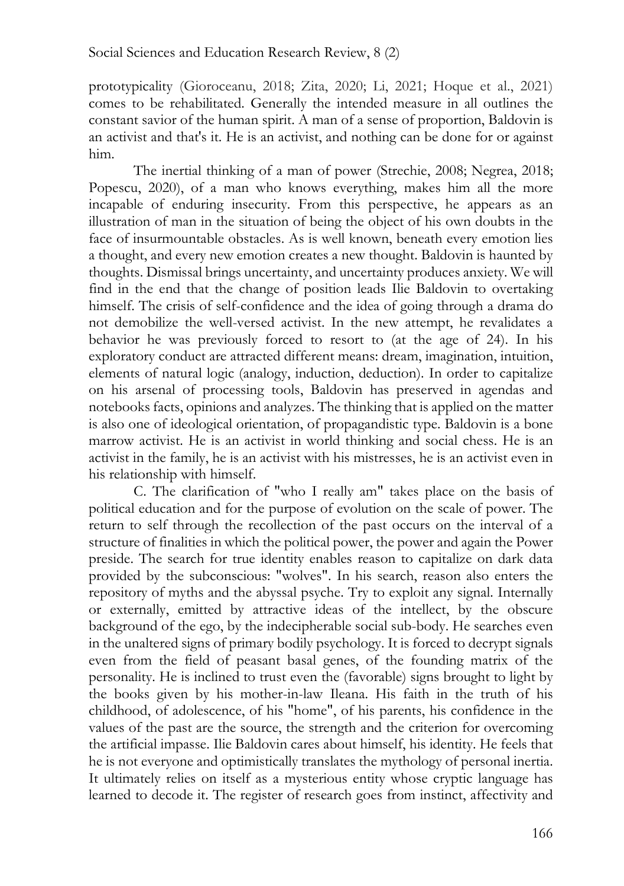prototypicality (Gioroceanu, 2018; Zita, 2020; Li, 2021; Hoque et al., 2021) comes to be rehabilitated. Generally the intended measure in all outlines the constant savior of the human spirit. A man of a sense of proportion, Baldovin is an activist and that's it. He is an activist, and nothing can be done for or against him.

The inertial thinking of a man of power (Strechie, 2008; Negrea, 2018; Popescu, 2020), of a man who knows everything, makes him all the more incapable of enduring insecurity. From this perspective, he appears as an illustration of man in the situation of being the object of his own doubts in the face of insurmountable obstacles. As is well known, beneath every emotion lies a thought, and every new emotion creates a new thought. Baldovin is haunted by thoughts. Dismissal brings uncertainty, and uncertainty produces anxiety. We will find in the end that the change of position leads Ilie Baldovin to overtaking himself. The crisis of self-confidence and the idea of going through a drama do not demobilize the well-versed activist. In the new attempt, he revalidates a behavior he was previously forced to resort to (at the age of 24). In his exploratory conduct are attracted different means: dream, imagination, intuition, elements of natural logic (analogy, induction, deduction). In order to capitalize on his arsenal of processing tools, Baldovin has preserved in agendas and notebooks facts, opinions and analyzes. The thinking that is applied on the matter is also one of ideological orientation, of propagandistic type. Baldovin is a bone marrow activist. He is an activist in world thinking and social chess. He is an activist in the family, he is an activist with his mistresses, he is an activist even in his relationship with himself.

C. The clarification of "who I really am" takes place on the basis of political education and for the purpose of evolution on the scale of power. The return to self through the recollection of the past occurs on the interval of a structure of finalities in which the political power, the power and again the Power preside. The search for true identity enables reason to capitalize on dark data provided by the subconscious: "wolves". In his search, reason also enters the repository of myths and the abyssal psyche. Try to exploit any signal. Internally or externally, emitted by attractive ideas of the intellect, by the obscure background of the ego, by the indecipherable social sub-body. He searches even in the unaltered signs of primary bodily psychology. It is forced to decrypt signals even from the field of peasant basal genes, of the founding matrix of the personality. He is inclined to trust even the (favorable) signs brought to light by the books given by his mother-in-law Ileana. His faith in the truth of his childhood, of adolescence, of his "home", of his parents, his confidence in the values of the past are the source, the strength and the criterion for overcoming the artificial impasse. Ilie Baldovin cares about himself, his identity. He feels that he is not everyone and optimistically translates the mythology of personal inertia. It ultimately relies on itself as a mysterious entity whose cryptic language has learned to decode it. The register of research goes from instinct, affectivity and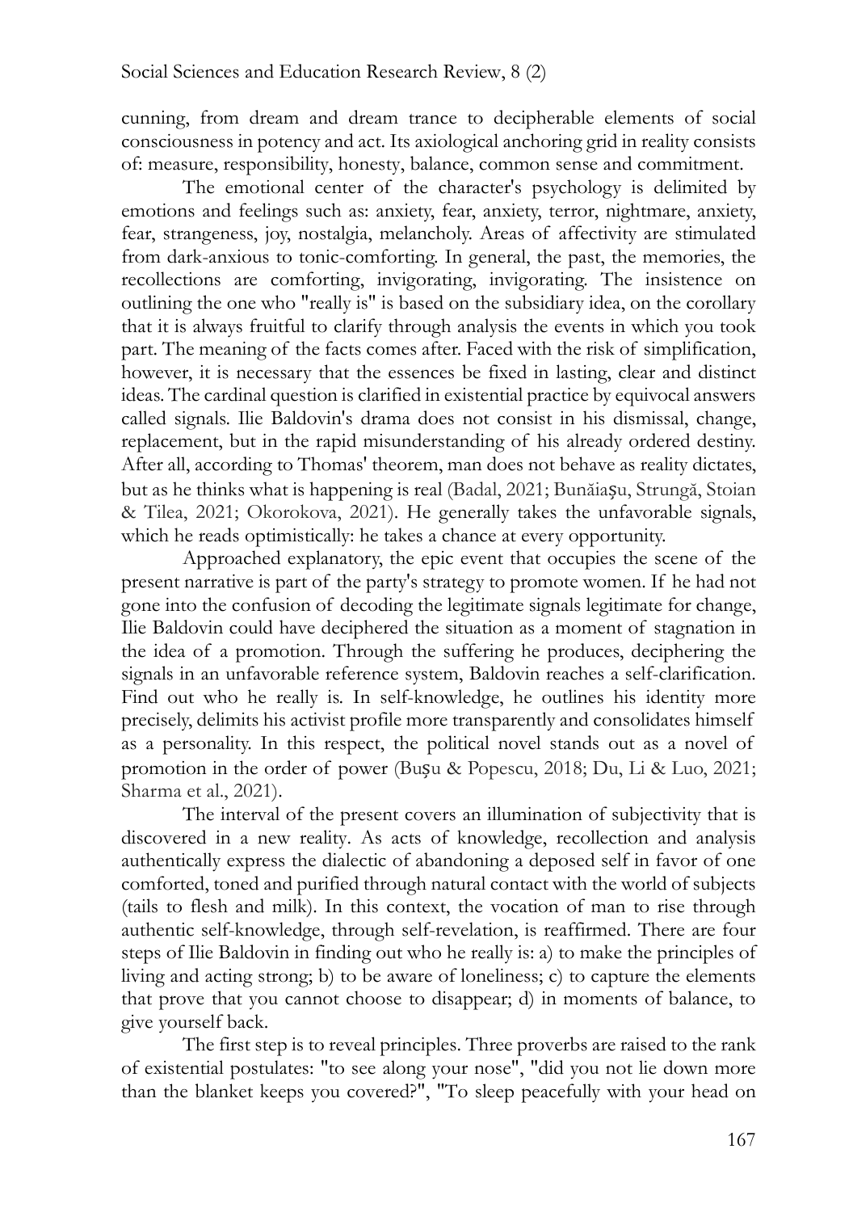cunning, from dream and dream trance to decipherable elements of social consciousness in potency and act. Its axiological anchoring grid in reality consists of: measure, responsibility, honesty, balance, common sense and commitment.

The emotional center of the character's psychology is delimited by emotions and feelings such as: anxiety, fear, anxiety, terror, nightmare, anxiety, fear, strangeness, joy, nostalgia, melancholy. Areas of affectivity are stimulated from dark-anxious to tonic-comforting. In general, the past, the memories, the recollections are comforting, invigorating, invigorating. The insistence on outlining the one who "really is" is based on the subsidiary idea, on the corollary that it is always fruitful to clarify through analysis the events in which you took part. The meaning of the facts comes after. Faced with the risk of simplification, however, it is necessary that the essences be fixed in lasting, clear and distinct ideas. The cardinal question is clarified in existential practice by equivocal answers called signals. Ilie Baldovin's drama does not consist in his dismissal, change, replacement, but in the rapid misunderstanding of his already ordered destiny. After all, according to Thomas' theorem, man does not behave as reality dictates, but as he thinks what is happening is real (Badal, 2021; Bunăiașu, Strungă, Stoian & Tilea, 2021; Okorokova, 2021). He generally takes the unfavorable signals, which he reads optimistically: he takes a chance at every opportunity.

Approached explanatory, the epic event that occupies the scene of the present narrative is part of the party's strategy to promote women. If he had not gone into the confusion of decoding the legitimate signals legitimate for change, Ilie Baldovin could have deciphered the situation as a moment of stagnation in the idea of a promotion. Through the suffering he produces, deciphering the signals in an unfavorable reference system, Baldovin reaches a self-clarification. Find out who he really is. In self-knowledge, he outlines his identity more precisely, delimits his activist profile more transparently and consolidates himself as a personality. In this respect, the political novel stands out as a novel of promotion in the order of power (Bușu & Popescu, 2018; Du, Li & Luo, 2021; Sharma et al., 2021).

The interval of the present covers an illumination of subjectivity that is discovered in a new reality. As acts of knowledge, recollection and analysis authentically express the dialectic of abandoning a deposed self in favor of one comforted, toned and purified through natural contact with the world of subjects (tails to flesh and milk). In this context, the vocation of man to rise through authentic self-knowledge, through self-revelation, is reaffirmed. There are four steps of Ilie Baldovin in finding out who he really is: a) to make the principles of living and acting strong; b) to be aware of loneliness; c) to capture the elements that prove that you cannot choose to disappear; d) in moments of balance, to give yourself back.

The first step is to reveal principles. Three proverbs are raised to the rank of existential postulates: "to see along your nose", "did you not lie down more than the blanket keeps you covered?", "To sleep peacefully with your head on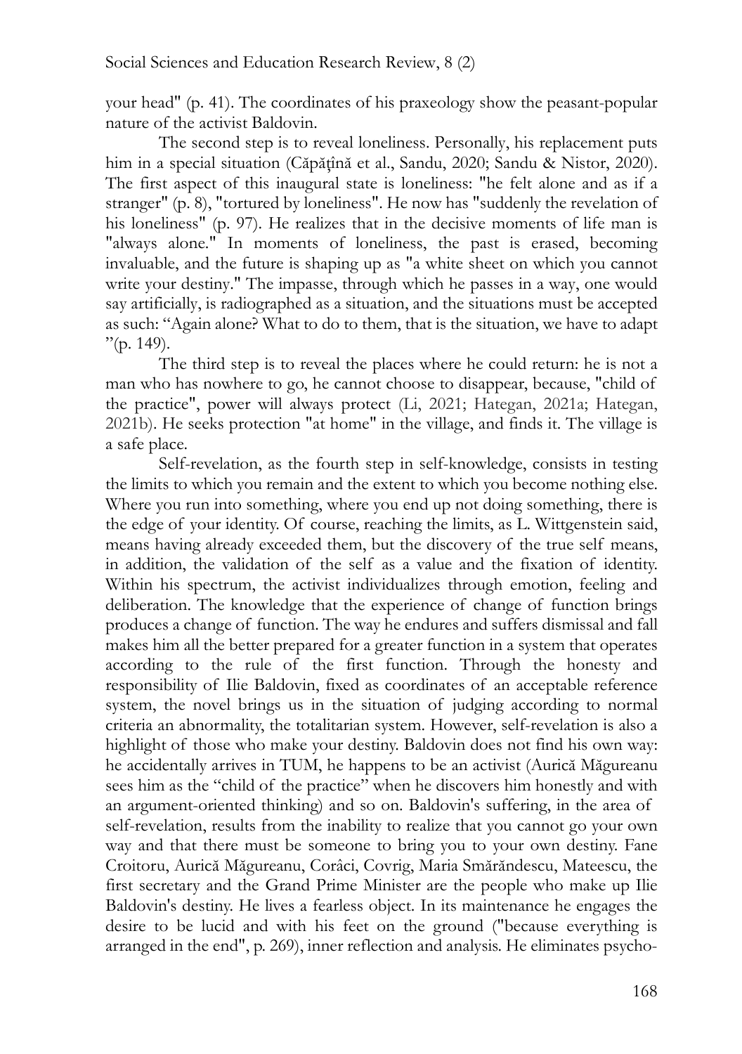your head" (p. 41). The coordinates of his praxeology show the peasant-popular nature of the activist Baldovin.

The second step is to reveal loneliness. Personally, his replacement puts him in a special situation (Căpăţînă et al., Sandu, 2020; Sandu & Nistor, 2020). The first aspect of this inaugural state is loneliness: "he felt alone and as if a stranger" (p. 8), "tortured by loneliness". He now has "suddenly the revelation of his loneliness" (p. 97). He realizes that in the decisive moments of life man is "always alone." In moments of loneliness, the past is erased, becoming invaluable, and the future is shaping up as "a white sheet on which you cannot write your destiny." The impasse, through which he passes in a way, one would say artificially, is radiographed as a situation, and the situations must be accepted as such: "Again alone? What to do to them, that is the situation, we have to adapt "(p. 149).

The third step is to reveal the places where he could return: he is not a man who has nowhere to go, he cannot choose to disappear, because, "child of the practice", power will always protect (Li, 2021; Hategan, 2021a; Hategan, 2021b). He seeks protection "at home" in the village, and finds it. The village is a safe place.

Self-revelation, as the fourth step in self-knowledge, consists in testing the limits to which you remain and the extent to which you become nothing else. Where you run into something, where you end up not doing something, there is the edge of your identity. Of course, reaching the limits, as L. Wittgenstein said, means having already exceeded them, but the discovery of the true self means, in addition, the validation of the self as a value and the fixation of identity. Within his spectrum, the activist individualizes through emotion, feeling and deliberation. The knowledge that the experience of change of function brings produces a change of function. The way he endures and suffers dismissal and fall makes him all the better prepared for a greater function in a system that operates according to the rule of the first function. Through the honesty and responsibility of Ilie Baldovin, fixed as coordinates of an acceptable reference system, the novel brings us in the situation of judging according to normal criteria an abnormality, the totalitarian system. However, self-revelation is also a highlight of those who make your destiny. Baldovin does not find his own way: he accidentally arrives in TUM, he happens to be an activist (Aurică Măgureanu sees him as the "child of the practice" when he discovers him honestly and with an argument-oriented thinking) and so on. Baldovin's suffering, in the area of self-revelation, results from the inability to realize that you cannot go your own way and that there must be someone to bring you to your own destiny. Fane Croitoru, Aurică Măgureanu, Corâci, Covrig, Maria Smărăndescu, Mateescu, the first secretary and the Grand Prime Minister are the people who make up Ilie Baldovin's destiny. He lives a fearless object. In its maintenance he engages the desire to be lucid and with his feet on the ground ("because everything is arranged in the end", p. 269), inner reflection and analysis. He eliminates psycho-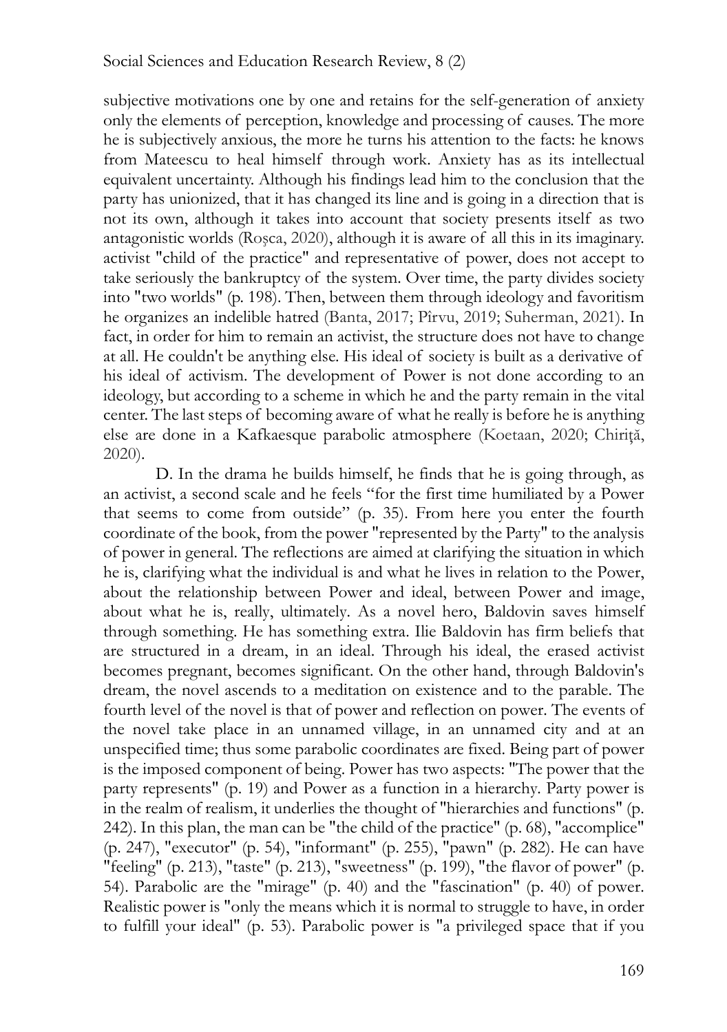subjective motivations one by one and retains for the self-generation of anxiety only the elements of perception, knowledge and processing of causes. The more he is subjectively anxious, the more he turns his attention to the facts: he knows from Mateescu to heal himself through work. Anxiety has as its intellectual equivalent uncertainty. Although his findings lead him to the conclusion that the party has unionized, that it has changed its line and is going in a direction that is not its own, although it takes into account that society presents itself as two antagonistic worlds (Roșca, 2020), although it is aware of all this in its imaginary. activist "child of the practice" and representative of power, does not accept to take seriously the bankruptcy of the system. Over time, the party divides society into "two worlds" (p. 198). Then, between them through ideology and favoritism he organizes an indelible hatred (Banta, 2017; Pîrvu, 2019; Suherman, 2021). In fact, in order for him to remain an activist, the structure does not have to change at all. He couldn't be anything else. His ideal of society is built as a derivative of his ideal of activism. The development of Power is not done according to an ideology, but according to a scheme in which he and the party remain in the vital center. The last steps of becoming aware of what he really is before he is anything else are done in a Kafkaesque parabolic atmosphere (Koetaan, 2020; Chiriță, 2020).

D. In the drama he builds himself, he finds that he is going through, as an activist, a second scale and he feels "for the first time humiliated by a Power that seems to come from outside" (p. 35). From here you enter the fourth coordinate of the book, from the power "represented by the Party" to the analysis of power in general. The reflections are aimed at clarifying the situation in which he is, clarifying what the individual is and what he lives in relation to the Power, about the relationship between Power and ideal, between Power and image, about what he is, really, ultimately. As a novel hero, Baldovin saves himself through something. He has something extra. Ilie Baldovin has firm beliefs that are structured in a dream, in an ideal. Through his ideal, the erased activist becomes pregnant, becomes significant. On the other hand, through Baldovin's dream, the novel ascends to a meditation on existence and to the parable. The fourth level of the novel is that of power and reflection on power. The events of the novel take place in an unnamed village, in an unnamed city and at an unspecified time; thus some parabolic coordinates are fixed. Being part of power is the imposed component of being. Power has two aspects: "The power that the party represents" (p. 19) and Power as a function in a hierarchy. Party power is in the realm of realism, it underlies the thought of "hierarchies and functions" (p. 242). In this plan, the man can be "the child of the practice" (p. 68), "accomplice" (p. 247), "executor" (p. 54), "informant" (p. 255), "pawn" (p. 282). He can have "feeling" (p. 213), "taste" (p. 213), "sweetness" (p. 199), "the flavor of power" (p. 54). Parabolic are the "mirage" (p. 40) and the "fascination" (p. 40) of power. Realistic power is "only the means which it is normal to struggle to have, in order to fulfill your ideal" (p. 53). Parabolic power is "a privileged space that if you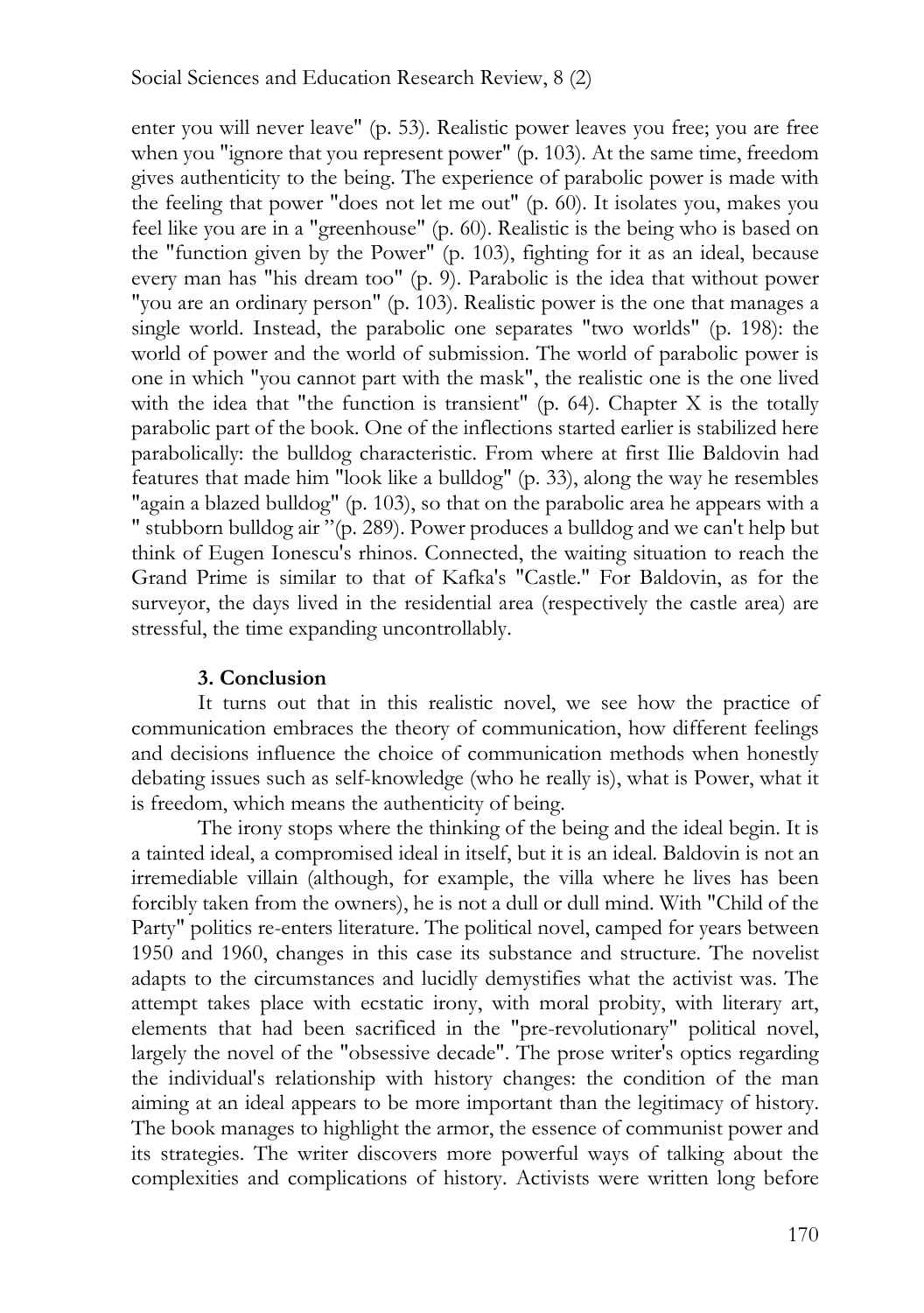enter you will never leave" (p. 53). Realistic power leaves you free; you are free when you "ignore that you represent power" (p. 103). At the same time, freedom gives authenticity to the being. The experience of parabolic power is made with the feeling that power "does not let me out" (p. 60). It isolates you, makes you feel like you are in a "greenhouse" (p. 60). Realistic is the being who is based on the "function given by the Power" (p. 103), fighting for it as an ideal, because every man has "his dream too" (p. 9). Parabolic is the idea that without power "you are an ordinary person" (p. 103). Realistic power is the one that manages a single world. Instead, the parabolic one separates "two worlds" (p. 198): the world of power and the world of submission. The world of parabolic power is one in which "you cannot part with the mask", the realistic one is the one lived with the idea that "the function is transient" (p. 64). Chapter X is the totally parabolic part of the book. One of the inflections started earlier is stabilized here parabolically: the bulldog characteristic. From where at first Ilie Baldovin had features that made him "look like a bulldog" (p. 33), along the way he resembles "again a blazed bulldog" (p. 103), so that on the parabolic area he appears with a " stubborn bulldog air "(p. 289). Power produces a bulldog and we can't help but think of Eugen Ionescu's rhinos. Connected, the waiting situation to reach the Grand Prime is similar to that of Kafka's "Castle." For Baldovin, as for the surveyor, the days lived in the residential area (respectively the castle area) are stressful, the time expanding uncontrollably.

## 3. Conclusion

It turns out that in this realistic novel, we see how the practice of communication embraces the theory of communication, how different feelings and decisions influence the choice of communication methods when honestly debating issues such as self-knowledge (who he really is), what is Power, what it is freedom, which means the authenticity of being.

The irony stops where the thinking of the being and the ideal begin. It is a tainted ideal, a compromised ideal in itself, but it is an ideal. Baldovin is not an irremediable villain (although, for example, the villa where he lives has been forcibly taken from the owners), he is not a dull or dull mind. With "Child of the Party" politics re-enters literature. The political novel, camped for years between 1950 and 1960, changes in this case its substance and structure. The novelist adapts to the circumstances and lucidly demystifies what the activist was. The attempt takes place with ecstatic irony, with moral probity, with literary art, elements that had been sacrificed in the "pre-revolutionary" political novel, largely the novel of the "obsessive decade". The prose writer's optics regarding the individual's relationship with history changes: the condition of the man aiming at an ideal appears to be more important than the legitimacy of history. The book manages to highlight the armor, the essence of communist power and its strategies. The writer discovers more powerful ways of talking about the complexities and complications of history. Activists were written long before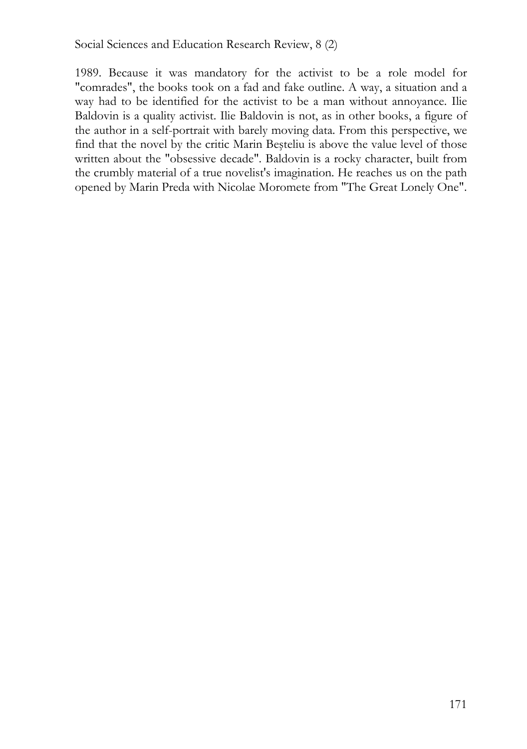1989. Because it was mandatory for the activist to be a role model for "comrades", the books took on a fad and fake outline. A way, a situation and a way had to be identified for the activist to be a man without annoyance. Ilie Baldovin is a quality activist. Ilie Baldovin is not, as in other books, a figure of the author in a self-portrait with barely moving data. From this perspective, we find that the novel by the critic Marin Beşteliu is above the value level of those written about the "obsessive decade". Baldovin is a rocky character, built from the crumbly material of a true novelist's imagination. He reaches us on the path opened by Marin Preda with Nicolae Moromete from "The Great Lonely One".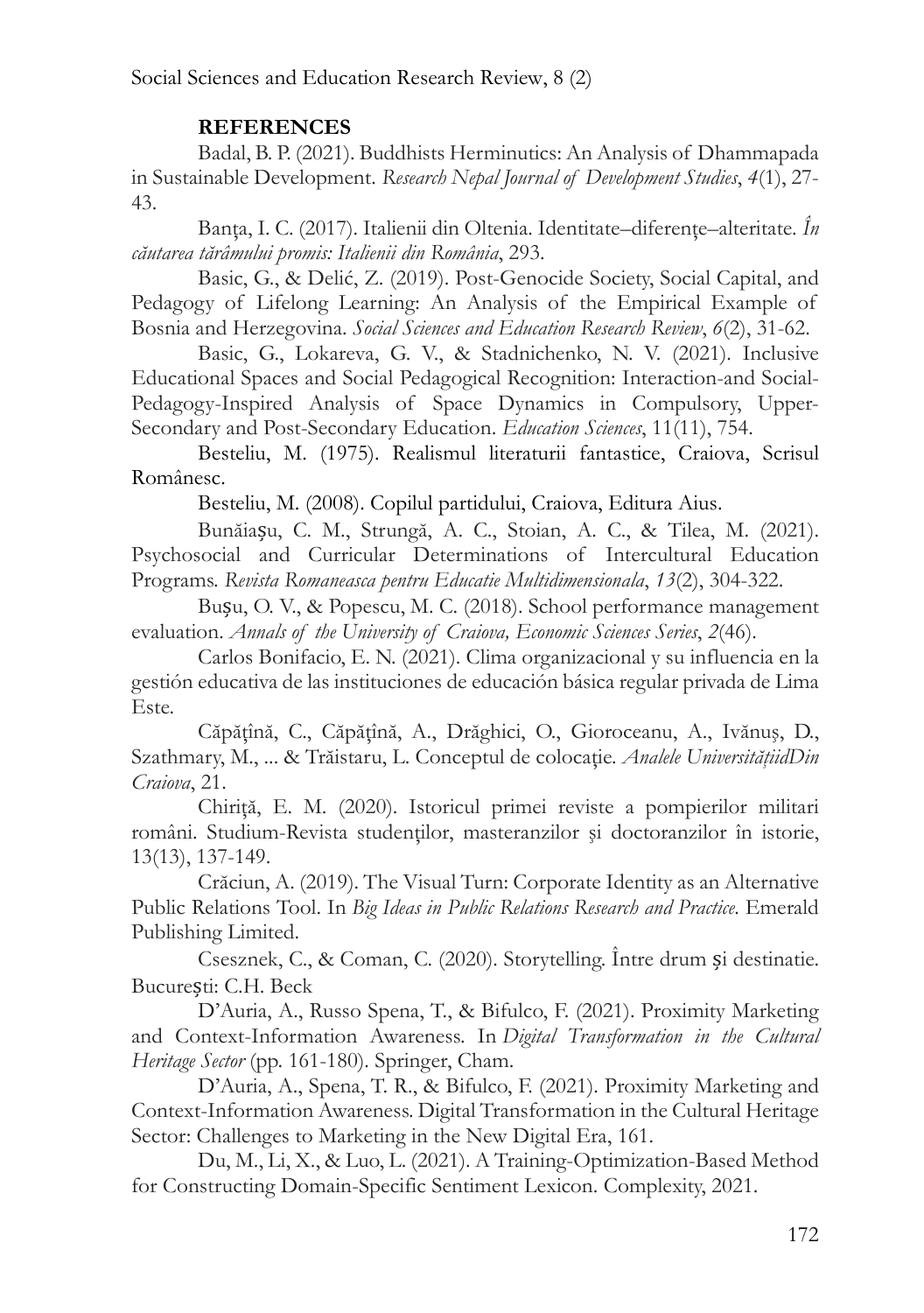## REFERENCES

Badal, B. P. (2021). Buddhists Herminutics: An Analysis of Dhammapada in Sustainable Development. *Research Nepal Journal of Development Studies*, *4*(1), 27-43.

Banța, I. C. (2017). Italienii din Oltenia. Identitate–diferențe–alteritate. *În căutarea tărâmului promis: Italienii din România*, 293.

Basic, G., & Delić, Z. (2019). Post-Genocide Society, Social Capital, and Pedagogy of Lifelong Learning: An Analysis of the Empirical Example of Bosnia and Herzegovina. *Social Sciences and Education Research Review*, *6*(2), 31-62.

Basic, G., Lokareva, G. V., & Stadnichenko, N. V. (2021). Inclusive Educational Spaces and Social Pedagogical Recognition: Interaction-and Social-Pedagogy-Inspired Analysis of Space Dynamics in Compulsory, Upper-Secondary and Post-Secondary Education. *Education Sciences*, 11(11), 754.

Besteliu, M. (1975). Realismul literaturii fantastice, Craiova, Scrisul Românesc.

Besteliu, M. (2008). Copilul partidului, Craiova, Editura Aius.

Bunăiașu, C. M., Strungă, A. C., Stoian, A. C., & Tilea, M. (2021). Psychosocial and Curricular Determinations of Intercultural Education Programs. *Revista Romaneasca pentru Educatie Multidimensionala*, *13*(2), 304-322.

Bușu, O. V., & Popescu, M. C. (2018). School performance management evaluation. *Annals of the University of Craiova, Economic Sciences Series*, *2*(46).

Carlos Bonifacio, E. N. (2021). Clima organizacional y su influencia en la gestión educativa de las instituciones de educación básica regular privada de Lima Este.

Căpățînă, C., Căpățînă, A., Drăghici, O., Gioroceanu, A., Ivănuș, D., Szathmary, M., ... & Trăistaru, L. Conceptul de colocație. *Analele UniversitățiidDin Craiova*, 21.

Chiriță, E. M. (2020). Istoricul primei reviste a pompierilor militari români. Studium-Revista studenților, masteranzilor și doctoranzilor în istorie, 13(13), 137-149.

Crăciun, A. (2019). The Visual Turn: Corporate Identity as an Alternative Public Relations Tool. In *Big Ideas in Public Relations Research and Practice*. Emerald Publishing Limited.

Csesznek, C., & Coman, C. (2020). Storytelling. Între drum și destinatie. București: C.H. Beck

D'Auria, A., Russo Spena, T., & Bifulco, F. (2021). Proximity Marketing and Context-Information Awareness. In *Digital Transformation in the Cultural Heritage Sector* (pp. 161-180). Springer, Cham.

D'Auria, A., Spena, T. R., & Bifulco, F. (2021). Proximity Marketing and Context-Information Awareness. Digital Transformation in the Cultural Heritage Sector: Challenges to Marketing in the New Digital Era, 161.

Du, M., Li, X., & Luo, L. (2021). A Training-Optimization-Based Method for Constructing Domain-Specific Sentiment Lexicon. Complexity, 2021.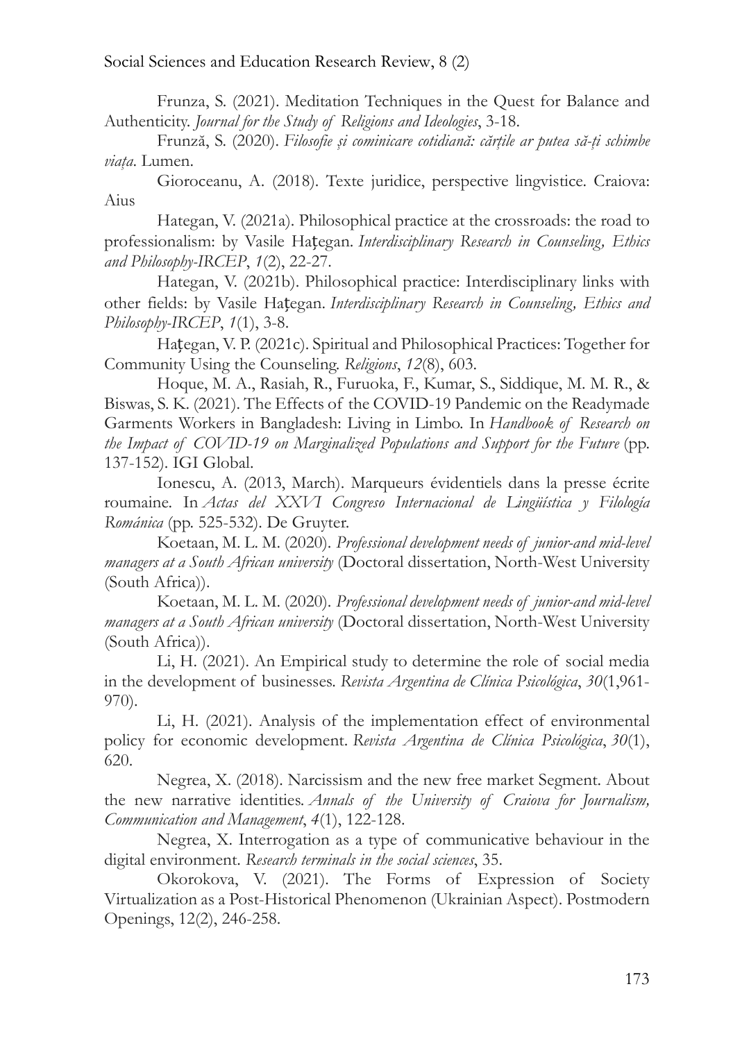Frunza, S. (2021). Meditation Techniques in the Quest for Balance and Authenticity. *Journal for the Study of Religions and Ideologies*, 3-18.

Frunză, S. (2020). *Filosofie și cominicare cotidiană: cărțile ar putea să-ți schimbe viața*. Lumen.

Gioroceanu, A. (2018). Texte juridice, perspective lingvistice. Craiova: Aius

Hategan, V. (2021a). Philosophical practice at the crossroads: the road to professionalism: by Vasile Haţegan. *Interdisciplinary Research in Counseling, Ethics and Philosophy-IRCEP*, *1*(2), 22-27.

Hategan, V. (2021b). Philosophical practice: Interdisciplinary links with other fields: by Vasile Haţegan. *Interdisciplinary Research in Counseling, Ethics and Philosophy-IRCEP*, *1*(1), 3-8.

Haţegan, V. P. (2021c). Spiritual and Philosophical Practices: Together for Community Using the Counseling. *Religions*, *12*(8), 603.

Hoque, M. A., Rasiah, R., Furuoka, F., Kumar, S., Siddique, M. M. R., & Biswas, S. K. (2021). The Effects of the COVID-19 Pandemic on the Readymade Garments Workers in Bangladesh: Living in Limbo. In *Handbook of Research on the Impact of COVID-19 on Marginalized Populations and Support for the Future* (pp. 137-152). IGI Global.

Ionescu, A. (2013, March). Marqueurs évidentiels dans la presse écrite roumaine. In *Actas del XXVI Congreso Internacional de Lingüística y Filología Románica* (pp. 525-532). De Gruyter.

Koetaan, M. L. M. (2020). *Professional development needs of junior-and mid-level managers at a South African university* (Doctoral dissertation, North-West University (South Africa)).

Koetaan, M. L. M. (2020). *Professional development needs of junior-and mid-level managers at a South African university* (Doctoral dissertation, North-West University (South Africa)).

Li, H. (2021). An Empirical study to determine the role of social media in the development of businesses. *Revista Argentina de Clínica Psicológica*, *30*(1,961-970).

Li, H. (2021). Analysis of the implementation effect of environmental policy for economic development. *Revista Argentina de Clínica Psicológica*, *30*(1), 620.

Negrea, X. (2018). Narcissism and the new free market Segment. About the new narrative identities. *Annals of the University of Craiova for Journalism, Communication and Management*, *4*(1), 122-128.

Negrea, X. Interrogation as a type of communicative behaviour in the digital environment. *Research terminals in the social sciences*, 35.

Okorokova, V. (2021). The Forms of Expression of Society Virtualization as a Post-Historical Phenomenon (Ukrainian Aspect). Postmodern Openings, 12(2), 246-258.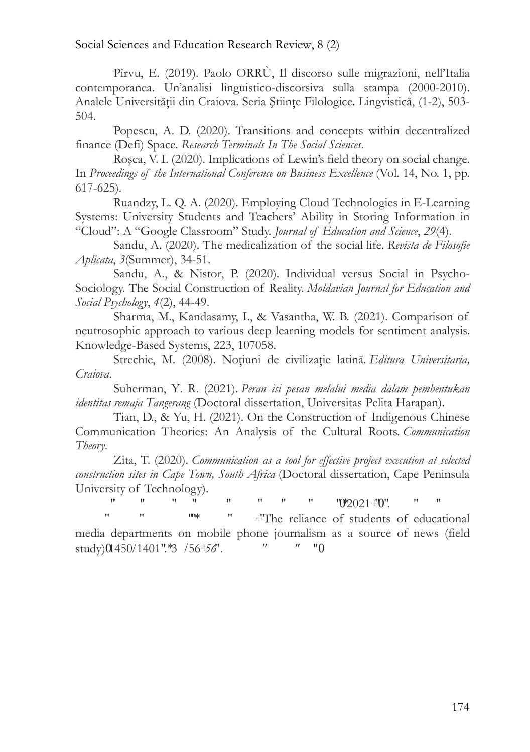Pîrvu, E. (2019). Paolo ORRÙ, Il discorso sulle migrazioni, nell'Italia contemporanea. Un'analisi linguistico-discorsiva sulla stampa (2000-2010). Analele Universității din Craiova. Seria Științe Filologice. Lingvistică, (1-2), 503-504.

Popescu, A. D. (2020). Transitions and concepts within decentralized finance (Defi) Space. *Research Terminals In The Social Sciences*.

Roşca, V. I. (2020). Implications of Lewin's field theory on social change. In *Proceedings of the International Conference on Business Excellence* (Vol. 14, No. 1, pp. 617-625).

Ruandzy, L. Q. A. (2020). Employing Cloud Technologies in E-Learning Systems: University Students and Teachers' Ability in Storing Information in "Cloud": A "Google Classroom" Study. *Journal of Education and Science*, *29*(4).

Sandu, A. (2020). The medicalization of the social life. *Revista de Filosofie Aplicata*, *3*(Summer), 34-51.

Sandu, A., & Nistor, P. (2020). Individual versus Social in Psycho-Sociology. The Social Construction of Reality. *Moldavian Journal for Education and Social Psychology*, *4*(2), 44-49.

Sharma, M., Kandasamy, I., & Vasantha, W. B. (2021). Comparison of neutrosophic approach to various deep learning models for sentiment analysis. Knowledge-Based Systems, 223, 107058.

Strechie, M. (2008). Noțiuni de civilizație latină. *Editura Universitaria, Craiova*.

Suherman, Y. R. (2021). *Peran isi pesan melalui media dalam pembentukan identitas remaja Tangerang* (Doctoral dissertation, Universitas Pelita Harapan).

Tian, D., & Yu, H. (2021). On the Construction of Indigenous Chinese Communication Theories: An Analysis of the Cultural Roots. *Communication Theory*.

Zita, T. (2020). *Communication as a tool for effective project execution at selected construction sites in Cape Town, South Africa* (Doctoral dissertation, Cape Peninsula University of Technology).

" " " " " " " " "0*2021+"0". " "
" " ""* " +"The reliance of students of educational media departments on mobile phone journalism as a source of news (field study)01450/1401".*3 /56+56". " " "0